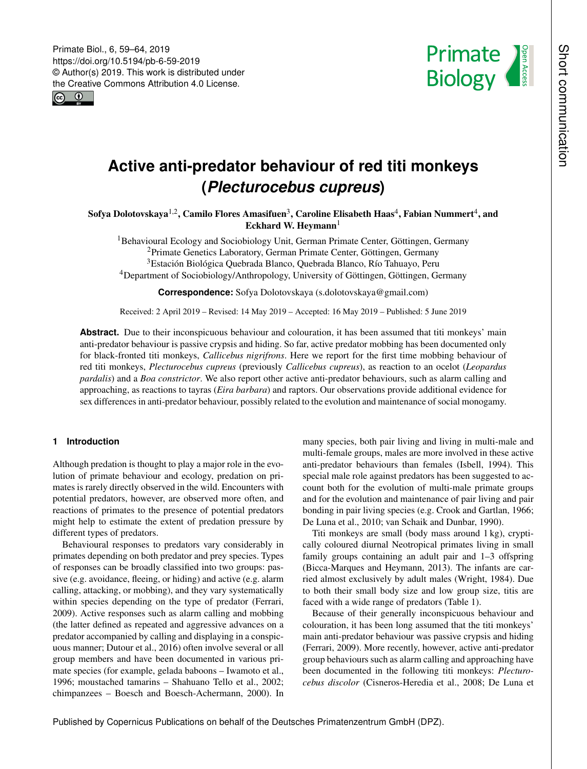# Active anti-predator behaviour of red titi monkeys (*Plecturocebus cupreus*)

**Sofya Dolotovskaya[1,2], Camilo Flores Amasifuen[3], Caroline Elisabeth Haas[4], Fabian Nummert[4], and Eckhard W. Heymann[1]**

[1]Behavioural Ecology and Sociobiology Unit, German Primate Center, Göttingen, Germany
[2]Primate Genetics Laboratory, German Primate Center, Göttingen, Germany
[3]Estación Biológica Quebrada Blanco, Quebrada Blanco, Río Tahuayo, Peru
[4]Department of Sociobiology/Anthropology, University of Göttingen, Göttingen, Germany

**Correspondence:** Sofya Dolotovskaya (s.dolotovskaya@gmail.com)

Received: 2 April 2019 – Revised: 14 May 2019 – Accepted: 16 May 2019 – Published: 5 June 2019

**Abstract.** Due to their inconspicuous behaviour and colouration, it has been assumed that titi monkeys' main anti-predator behaviour is passive crypsis and hiding. So far, active predator mobbing has been documented only for black-fronted titi monkeys, *Callicebus nigrifrons*. Here we report for the first time mobbing behaviour of red titi monkeys, *Plecturocebus cupreus* (previously *Callicebus cupreus*), as reaction to an ocelot (*Leopardus pardalis*) and a *Boa constrictor*. We also report other active anti-predator behaviours, such as alarm calling and approaching, as reactions to tayras (*Eira barbara*) and raptors. Our observations provide additional evidence for sex differences in anti-predator behaviour, possibly related to the evolution and maintenance of social monogamy.

## 1 Introduction

Although predation is thought to play a major role in the evolution of primate behaviour and ecology, predation on primates is rarely directly observed in the wild. Encounters with potential predators, however, are observed more often, and reactions of primates to the presence of potential predators might help to estimate the extent of predation pressure by different types of predators.

Behavioural responses to predators vary considerably in primates depending on both predator and prey species. Types of responses can be broadly classified into two groups: passive (e.g. avoidance, fleeing, or hiding) and active (e.g. alarm calling, attacking, or mobbing), and they vary systematically within species depending on the type of predator (Ferrari, 2009). Active responses such as alarm calling and mobbing (the latter defined as repeated and aggressive advances on a predator accompanied by calling and displaying in a conspicuous manner; Dutour et al., 2016) often involve several or all group members and have been documented in various primate species (for example, gelada baboons – Iwamoto et al., 1996; moustached tamarins – Shahuano Tello et al., 2002; chimpanzees – Boesch and Boesch-Achermann, 2000). In many species, both pair living and living in multi-male and multi-female groups, males are more involved in these active anti-predator behaviours than females (Isbell, 1994). This special male role against predators has been suggested to account both for the evolution of multi-male primate groups and for the evolution and maintenance of pair living and pair bonding in pair living species (e.g. Crook and Gartlan, 1966; De Luna et al., 2010; van Schaik and Dunbar, 1990).

Titi monkeys are small (body mass around 1 kg), cryptically coloured diurnal Neotropical primates living in small family groups containing an adult pair and 1–3 offspring (Bicca-Marques and Heymann, 2013). The infants are carried almost exclusively by adult males (Wright, 1984). Due to both their small body size and low group size, titis are faced with a wide range of predators (Table 1).

Because of their generally inconspicuous behaviour and colouration, it has been long assumed that the titi monkeys' main anti-predator behaviour was passive crypsis and hiding (Ferrari, 2009). More recently, however, active anti-predator group behaviours such as alarm calling and approaching have been documented in the following titi monkeys: *Plecturocebus discolor* (Cisneros-Heredia et al., 2008; De Luna et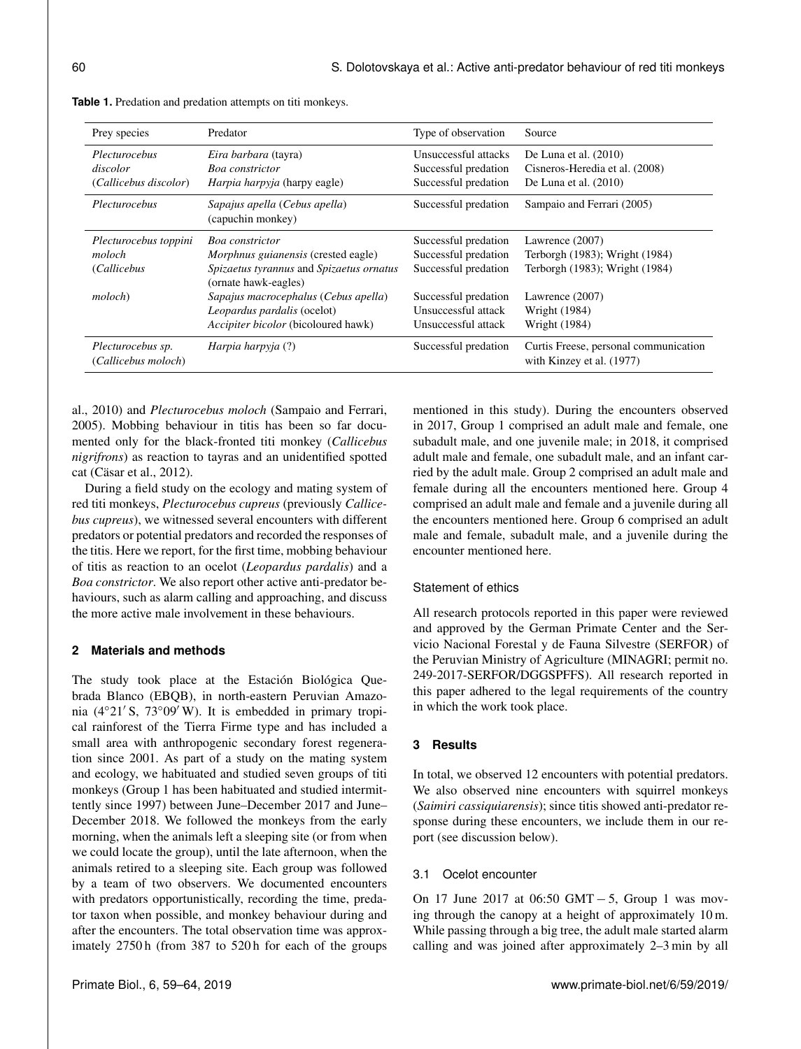**Table 1.** Predation and predation attempts on titi monkeys.

| Prey species | Predator | Type of observation | Source |
|---|---|---|---|
| *Plecturocebus discolor* (*Callicebus discolor*) | *Eira barbara* (tayra) | Unsuccessful attacks | De Luna et al. (2010) |
| | *Boa constrictor* | Successful predation | Cisneros-Heredia et al. (2008) |
| | *Harpia harpyja* (harpy eagle) | Successful predation | De Luna et al. (2010) |
| *Plecturocebus* | *Sapajus apella* (*Cebus apella*) (capuchin monkey) | Successful predation | Sampaio and Ferrari (2005) |
| *Plecturocebus toppini moloch* (*Callicebus moloch*) | *Boa constrictor* | Successful predation | Lawrence (2007) |
| | *Morphnus guianensis* (crested eagle) | Successful predation | Terborgh (1983); Wright (1984) |
| | *Spizaetus tyrannus* and *Spizaetus ornatus* (ornate hawk-eagles) | Successful predation | Terborgh (1983); Wright (1984) |
| | *Sapajus macrocephalus* (*Cebus apella*) | Successful predation | Lawrence (2007) |
| | *Leopardus pardalis* (ocelot) | Unsuccessful attack | Wright (1984) |
| | *Accipiter bicolor* (bicoloured hawk) | Unsuccessful attack | Wright (1984) |
| *Plecturocebus sp.* (*Callicebus moloch*) | *Harpia harpyja* (?) | Successful predation | Curtis Freese, personal communication with Kinzey et al. (1977) |

al., 2010) and *Plecturocebus moloch* (Sampaio and Ferrari, 2005). Mobbing behaviour in titis has been so far documented only for the black-fronted titi monkey (*Callicebus nigrifrons*) as reaction to tayras and an unidentified spotted cat (Cäsar et al., 2012).

During a field study on the ecology and mating system of red titi monkeys, *Plecturocebus cupreus* (previously *Callicebus cupreus*), we witnessed several encounters with different predators or potential predators and recorded the responses of the titis. Here we report, for the first time, mobbing behaviour of titis as reaction to an ocelot (*Leopardus pardalis*) and a *Boa constrictor*. We also report other active anti-predator behaviours, such as alarm calling and approaching, and discuss the more active male involvement in these behaviours.

## 2 Materials and methods

The study took place at the Estación Biológica Quebrada Blanco (EBQB), in north-eastern Peruvian Amazonia (4°21′ S, 73°09′ W). It is embedded in primary tropical rainforest of the Tierra Firme type and has included a small area with anthropogenic secondary forest regeneration since 2001. As part of a study on the mating system and ecology, we habituated and studied seven groups of titi monkeys (Group 1 has been habituated and studied intermittently since 1997) between June–December 2017 and June–December 2018. We followed the monkeys from the early morning, when the animals left a sleeping site (or from when we could locate the group), until the late afternoon, when the animals retired to a sleeping site. Each group was followed by a team of two observers. We documented encounters with predators opportunistically, recording the time, predator taxon when possible, and monkey behaviour during and after the encounters. The total observation time was approximately 2750 h (from 387 to 520 h for each of the groups mentioned in this study). During the encounters observed in 2017, Group 1 comprised an adult male and female, one subadult male, and one juvenile male; in 2018, it comprised adult male and female, one subadult male, and an infant carried by the adult male. Group 2 comprised an adult male and female during all the encounters mentioned here. Group 4 comprised an adult male and female and a juvenile during all the encounters mentioned here. Group 6 comprised an adult male and female, subadult male, and a juvenile during the encounter mentioned here.

### Statement of ethics

All research protocols reported in this paper were reviewed and approved by the German Primate Center and the Servicio Nacional Forestal y de Fauna Silvestre (SERFOR) of the Peruvian Ministry of Agriculture (MINAGRI; permit no. 249-2017-SERFOR/DGGSPFFS). All research reported in this paper adhered to the legal requirements of the country in which the work took place.

## 3 Results

In total, we observed 12 encounters with potential predators. We also observed nine encounters with squirrel monkeys (*Saimiri cassiquiarensis*); since titis showed anti-predator response during these encounters, we include them in our report (see discussion below).

### 3.1 Ocelot encounter

On 17 June 2017 at 06:50 GMT − 5, Group 1 was moving through the canopy at a height of approximately 10 m. While passing through a big tree, the adult male started alarm calling and was joined after approximately 2–3 min by all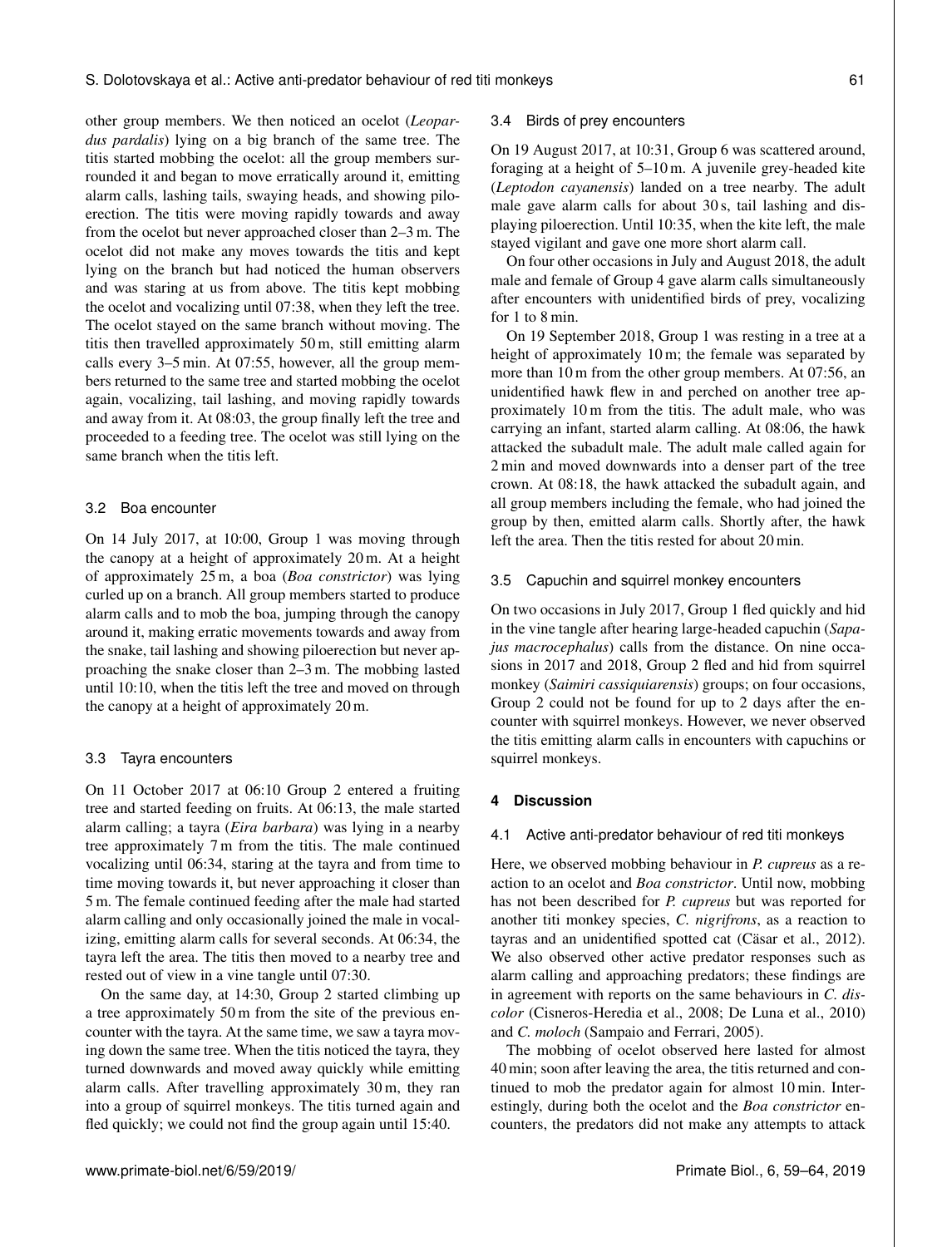other group members. We then noticed an ocelot (*Leopardus pardalis*) lying on a big branch of the same tree. The titis started mobbing the ocelot: all the group members surrounded it and began to move erratically around it, emitting alarm calls, lashing tails, swaying heads, and showing piloerection. The titis were moving rapidly towards and away from the ocelot but never approached closer than 2–3 m. The ocelot did not make any moves towards the titis and kept lying on the branch but had noticed the human observers and was staring at us from above. The titis kept mobbing the ocelot and vocalizing until 07:38, when they left the tree. The ocelot stayed on the same branch without moving. The titis then travelled approximately 50 m, still emitting alarm calls every 3–5 min. At 07:55, however, all the group members returned to the same tree and started mobbing the ocelot again, vocalizing, tail lashing, and moving rapidly towards and away from it. At 08:03, the group finally left the tree and proceeded to a feeding tree. The ocelot was still lying on the same branch when the titis left.

### 3.2 Boa encounter

On 14 July 2017, at 10:00, Group 1 was moving through the canopy at a height of approximately 20 m. At a height of approximately 25 m, a boa (*Boa constrictor*) was lying curled up on a branch. All group members started to produce alarm calls and to mob the boa, jumping through the canopy around it, making erratic movements towards and away from the snake, tail lashing and showing piloerection but never approaching the snake closer than 2–3 m. The mobbing lasted until 10:10, when the titis left the tree and moved on through the canopy at a height of approximately 20 m.

### 3.3 Tayra encounters

On 11 October 2017 at 06:10 Group 2 entered a fruiting tree and started feeding on fruits. At 06:13, the male started alarm calling; a tayra (*Eira barbara*) was lying in a nearby tree approximately 7 m from the titis. The male continued vocalizing until 06:34, staring at the tayra and from time to time moving towards it, but never approaching it closer than 5 m. The female continued feeding after the male had started alarm calling and only occasionally joined the male in vocalizing, emitting alarm calls for several seconds. At 06:34, the tayra left the area. The titis then moved to a nearby tree and rested out of view in a vine tangle until 07:30.

On the same day, at 14:30, Group 2 started climbing up a tree approximately 50 m from the site of the previous encounter with the tayra. At the same time, we saw a tayra moving down the same tree. When the titis noticed the tayra, they turned downwards and moved away quickly while emitting alarm calls. After travelling approximately 30 m, they ran into a group of squirrel monkeys. The titis turned again and fled quickly; we could not find the group again until 15:40.

### 3.4 Birds of prey encounters

On 19 August 2017, at 10:31, Group 6 was scattered around, foraging at a height of 5–10 m. A juvenile grey-headed kite (*Leptodon cayanensis*) landed on a tree nearby. The adult male gave alarm calls for about 30 s, tail lashing and displaying piloerection. Until 10:35, when the kite left, the male stayed vigilant and gave one more short alarm call.

On four other occasions in July and August 2018, the adult male and female of Group 4 gave alarm calls simultaneously after encounters with unidentified birds of prey, vocalizing for 1 to 8 min.

On 19 September 2018, Group 1 was resting in a tree at a height of approximately 10 m; the female was separated by more than 10 m from the other group members. At 07:56, an unidentified hawk flew in and perched on another tree approximately 10 m from the titis. The adult male, who was carrying an infant, started alarm calling. At 08:06, the hawk attacked the subadult male. The adult male called again for 2 min and moved downwards into a denser part of the tree crown. At 08:18, the hawk attacked the subadult again, and all group members including the female, who had joined the group by then, emitted alarm calls. Shortly after, the hawk left the area. Then the titis rested for about 20 min.

### 3.5 Capuchin and squirrel monkey encounters

On two occasions in July 2017, Group 1 fled quickly and hid in the vine tangle after hearing large-headed capuchin (*Sapajus macrocephalus*) calls from the distance. On nine occasions in 2017 and 2018, Group 2 fled and hid from squirrel monkey (*Saimiri cassiquiarensis*) groups; on four occasions, Group 2 could not be found for up to 2 days after the encounter with squirrel monkeys. However, we never observed the titis emitting alarm calls in encounters with capuchins or squirrel monkeys.

## 4 Discussion

### 4.1 Active anti-predator behaviour of red titi monkeys

Here, we observed mobbing behaviour in *P. cupreus* as a reaction to an ocelot and *Boa constrictor*. Until now, mobbing has not been described for *P. cupreus* but was reported for another titi monkey species, *C. nigrifrons*, as a reaction to tayras and an unidentified spotted cat (Cäsar et al., 2012). We also observed other active predator responses such as alarm calling and approaching predators; these findings are in agreement with reports on the same behaviours in *C. discolor* (Cisneros-Heredia et al., 2008; De Luna et al., 2010) and *C. moloch* (Sampaio and Ferrari, 2005).

The mobbing of ocelot observed here lasted for almost 40 min; soon after leaving the area, the titis returned and continued to mob the predator again for almost 10 min. Interestingly, during both the ocelot and the *Boa constrictor* encounters, the predators did not make any attempts to attack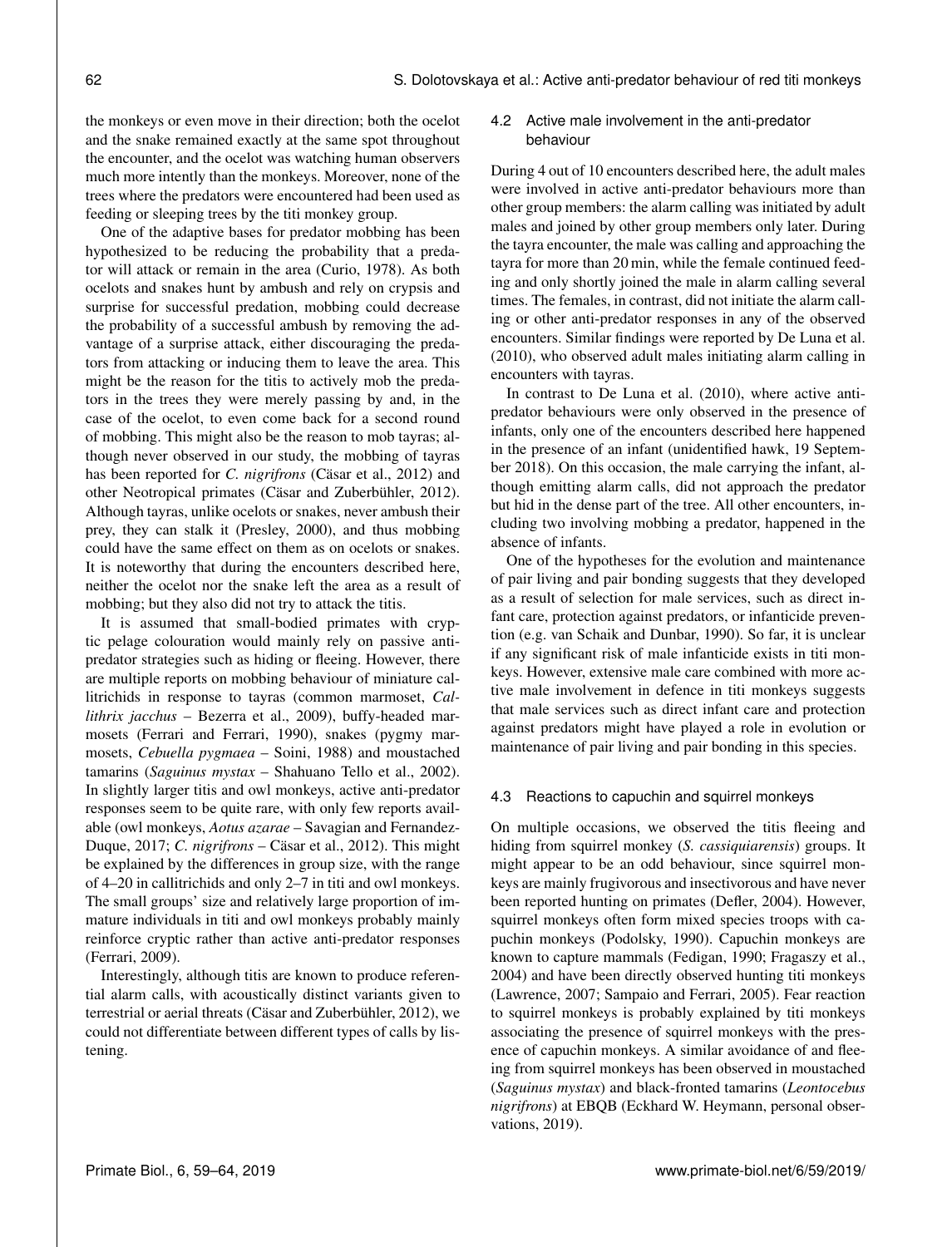the monkeys or even move in their direction; both the ocelot and the snake remained exactly at the same spot throughout the encounter, and the ocelot was watching human observers much more intently than the monkeys. Moreover, none of the trees where the predators were encountered had been used as feeding or sleeping trees by the titi monkey group.

One of the adaptive bases for predator mobbing has been hypothesized to be reducing the probability that a predator will attack or remain in the area (Curio, 1978). As both ocelots and snakes hunt by ambush and rely on crypsis and surprise for successful predation, mobbing could decrease the probability of a successful ambush by removing the advantage of a surprise attack, either discouraging the predators from attacking or inducing them to leave the area. This might be the reason for the titis to actively mob the predators in the trees they were merely passing by and, in the case of the ocelot, to even come back for a second round of mobbing. This might also be the reason to mob tayras; although never observed in our study, the mobbing of tayras has been reported for *C. nigrifrons* (Cäsar et al., 2012) and other Neotropical primates (Cäsar and Zuberbühler, 2012). Although tayras, unlike ocelots or snakes, never ambush their prey, they can stalk it (Presley, 2000), and thus mobbing could have the same effect on them as on ocelots or snakes. It is noteworthy that during the encounters described here, neither the ocelot nor the snake left the area as a result of mobbing; but they also did not try to attack the titis.

It is assumed that small-bodied primates with cryptic pelage colouration would mainly rely on passive anti-predator strategies such as hiding or fleeing. However, there are multiple reports on mobbing behaviour of miniature callitrichids in response to tayras (common marmoset, *Callithrix jacchus* – Bezerra et al., 2009), buffy-headed marmosets (Ferrari and Ferrari, 1990), snakes (pygmy marmosets, *Cebuella pygmaea* – Soini, 1988) and moustached tamarins (*Saguinus mystax* – Shahuano Tello et al., 2002). In slightly larger titis and owl monkeys, active anti-predator responses seem to be quite rare, with only few reports available (owl monkeys, *Aotus azarae* – Savagian and Fernandez-Duque, 2017; *C. nigrifrons* – Cäsar et al., 2012). This might be explained by the differences in group size, with the range of 4–20 in callitrichids and only 2–7 in titi and owl monkeys. The small groups' size and relatively large proportion of immature individuals in titi and owl monkeys probably mainly reinforce cryptic rather than active anti-predator responses (Ferrari, 2009).

Interestingly, although titis are known to produce referential alarm calls, with acoustically distinct variants given to terrestrial or aerial threats (Cäsar and Zuberbühler, 2012), we could not differentiate between different types of calls by listening.

### 4.2 Active male involvement in the anti-predator behaviour

During 4 out of 10 encounters described here, the adult males were involved in active anti-predator behaviours more than other group members: the alarm calling was initiated by adult males and joined by other group members only later. During the tayra encounter, the male was calling and approaching the tayra for more than 20 min, while the female continued feeding and only shortly joined the male in alarm calling several times. The females, in contrast, did not initiate the alarm calling or other anti-predator responses in any of the observed encounters. Similar findings were reported by De Luna et al. (2010), who observed adult males initiating alarm calling in encounters with tayras.

In contrast to De Luna et al. (2010), where active anti-predator behaviours were only observed in the presence of infants, only one of the encounters described here happened in the presence of an infant (unidentified hawk, 19 September 2018). On this occasion, the male carrying the infant, although emitting alarm calls, did not approach the predator but hid in the dense part of the tree. All other encounters, including two involving mobbing a predator, happened in the absence of infants.

One of the hypotheses for the evolution and maintenance of pair living and pair bonding suggests that they developed as a result of selection for male services, such as direct infant care, protection against predators, or infanticide prevention (e.g. van Schaik and Dunbar, 1990). So far, it is unclear if any significant risk of male infanticide exists in titi monkeys. However, extensive male care combined with more active male involvement in defence in titi monkeys suggests that male services such as direct infant care and protection against predators might have played a role in evolution or maintenance of pair living and pair bonding in this species.

### 4.3 Reactions to capuchin and squirrel monkeys

On multiple occasions, we observed the titis fleeing and hiding from squirrel monkey (*S. cassiquiarensis*) groups. It might appear to be an odd behaviour, since squirrel monkeys are mainly frugivorous and insectivorous and have never been reported hunting on primates (Defler, 2004). However, squirrel monkeys often form mixed species troops with capuchin monkeys (Podolsky, 1990). Capuchin monkeys are known to capture mammals (Fedigan, 1990; Fragaszy et al., 2004) and have been directly observed hunting titi monkeys (Lawrence, 2007; Sampaio and Ferrari, 2005). Fear reaction to squirrel monkeys is probably explained by titi monkeys associating the presence of squirrel monkeys with the presence of capuchin monkeys. A similar avoidance of and fleeing from squirrel monkeys has been observed in moustached (*Saguinus mystax*) and black-fronted tamarins (*Leontocebus nigrifrons*) at EBQB (Eckhard W. Heymann, personal observations, 2019).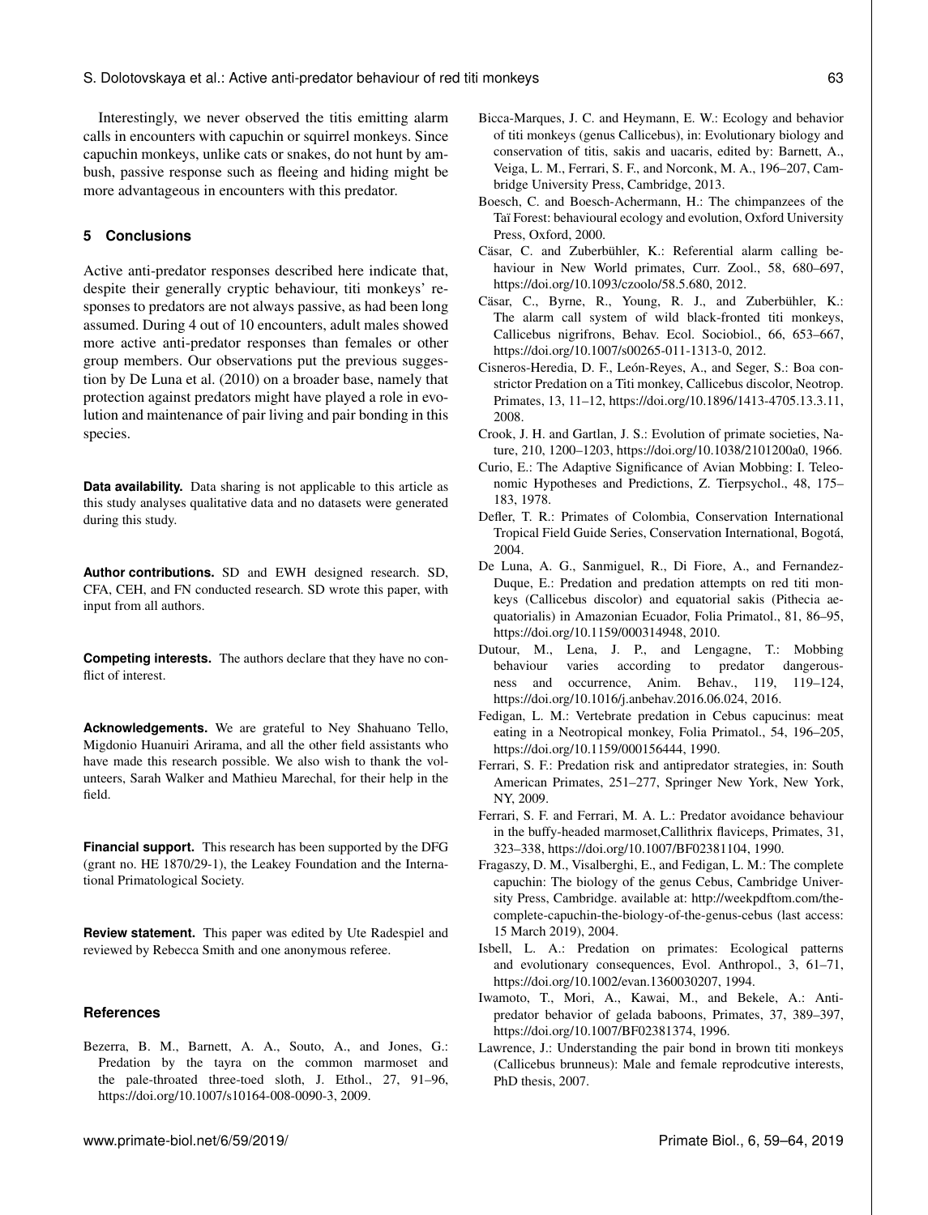Interestingly, we never observed the titis emitting alarm calls in encounters with capuchin or squirrel monkeys. Since capuchin monkeys, unlike cats or snakes, do not hunt by ambush, passive response such as fleeing and hiding might be more advantageous in encounters with this predator.

## 5 Conclusions

Active anti-predator responses described here indicate that, despite their generally cryptic behaviour, titi monkeys' responses to predators are not always passive, as had been long assumed. During 4 out of 10 encounters, adult males showed more active anti-predator responses than females or other group members. Our observations put the previous suggestion by De Luna et al. (2010) on a broader base, namely that protection against predators might have played a role in evolution and maintenance of pair living and pair bonding in this species.

**Data availability.** Data sharing is not applicable to this article as this study analyses qualitative data and no datasets were generated during this study.

**Author contributions.** SD and EWH designed research. SD, CFA, CEH, and FN conducted research. SD wrote this paper, with input from all authors.

**Competing interests.** The authors declare that they have no conflict of interest.

**Acknowledgements.** We are grateful to Ney Shahuano Tello, Migdonio Huanuiri Arirama, and all the other field assistants who have made this research possible. We also wish to thank the volunteers, Sarah Walker and Mathieu Marechal, for their help in the field.

**Financial support.** This research has been supported by the DFG (grant no. HE 1870/29-1), the Leakey Foundation and the International Primatological Society.

**Review statement.** This paper was edited by Ute Radespiel and reviewed by Rebecca Smith and one anonymous referee.

## References

Bezerra, B. M., Barnett, A. A., Souto, A., and Jones, G.: Predation by the tayra on the common marmoset and the pale-throated three-toed sloth, J. Ethol., 27, 91–96, https://doi.org/10.1007/s10164-008-0090-3, 2009.

Bicca-Marques, J. C. and Heymann, E. W.: Ecology and behavior of titi monkeys (genus Callicebus), in: Evolutionary biology and conservation of titis, sakis and uacaris, edited by: Barnett, A., Veiga, L. M., Ferrari, S. F., and Norconk, M. A., 196–207, Cambridge University Press, Cambridge, 2013.

Boesch, C. and Boesch-Achermann, H.: The chimpanzees of the Taï Forest: behavioural ecology and evolution, Oxford University Press, Oxford, 2000.

Cäsar, C. and Zuberbühler, K.: Referential alarm calling behaviour in New World primates, Curr. Zool., 58, 680–697, https://doi.org/10.1093/czoolo/58.5.680, 2012.

Cäsar, C., Byrne, R., Young, R. J., and Zuberbühler, K.: The alarm call system of wild black-fronted titi monkeys, Callicebus nigrifrons, Behav. Ecol. Sociobiol., 66, 653–667, https://doi.org/10.1007/s00265-011-1313-0, 2012.

Cisneros-Heredia, D. F., León-Reyes, A., and Seger, S.: Boa constrictor Predation on a Titi monkey, Callicebus discolor, Neotrop. Primates, 13, 11–12, https://doi.org/10.1896/1413-4705.13.3.11, 2008.

Crook, J. H. and Gartlan, J. S.: Evolution of primate societies, Nature, 210, 1200–1203, https://doi.org/10.1038/2101200a0, 1966.

Curio, E.: The Adaptive Significance of Avian Mobbing: I. Teleonomic Hypotheses and Predictions, Z. Tierpsychol., 48, 175–183, 1978.

Defler, T. R.: Primates of Colombia, Conservation International Tropical Field Guide Series, Conservation International, Bogotá, 2004.

De Luna, A. G., Sanmiguel, R., Di Fiore, A., and Fernandez-Duque, E.: Predation and predation attempts on red titi monkeys (Callicebus discolor) and equatorial sakis (Pithecia aequatorialis) in Amazonian Ecuador, Folia Primatol., 81, 86–95, https://doi.org/10.1159/000314948, 2010.

Dutour, M., Lena, J. P., and Lengagne, T.: Mobbing behaviour varies according to predator dangerousness and occurrence, Anim. Behav., 119, 119–124, https://doi.org/10.1016/j.anbehav.2016.06.024, 2016.

Fedigan, L. M.: Vertebrate predation in Cebus capucinus: meat eating in a Neotropical monkey, Folia Primatol., 54, 196–205, https://doi.org/10.1159/000156444, 1990.

Ferrari, S. F.: Predation risk and antipredator strategies, in: South American Primates, 251–277, Springer New York, New York, NY, 2009.

Ferrari, S. F. and Ferrari, M. A. L.: Predator avoidance behaviour in the buffy-headed marmoset,Callithrix flaviceps, Primates, 31, 323–338, https://doi.org/10.1007/BF02381104, 1990.

Fragaszy, D. M., Visalberghi, E., and Fedigan, L. M.: The complete capuchin: The biology of the genus Cebus, Cambridge University Press, Cambridge. available at: http://weekpdftom.com/the-complete-capuchin-the-biology-of-the-genus-cebus (last access: 15 March 2019), 2004.

Isbell, L. A.: Predation on primates: Ecological patterns and evolutionary consequences, Evol. Anthropol., 3, 61–71, https://doi.org/10.1002/evan.1360030207, 1994.

Iwamoto, T., Mori, A., Kawai, M., and Bekele, A.: Anti-predator behavior of gelada baboons, Primates, 37, 389–397, https://doi.org/10.1007/BF02381374, 1996.

Lawrence, J.: Understanding the pair bond in brown titi monkeys (Callicebus brunneus): Male and female reprodcutive interests, PhD thesis, 2007.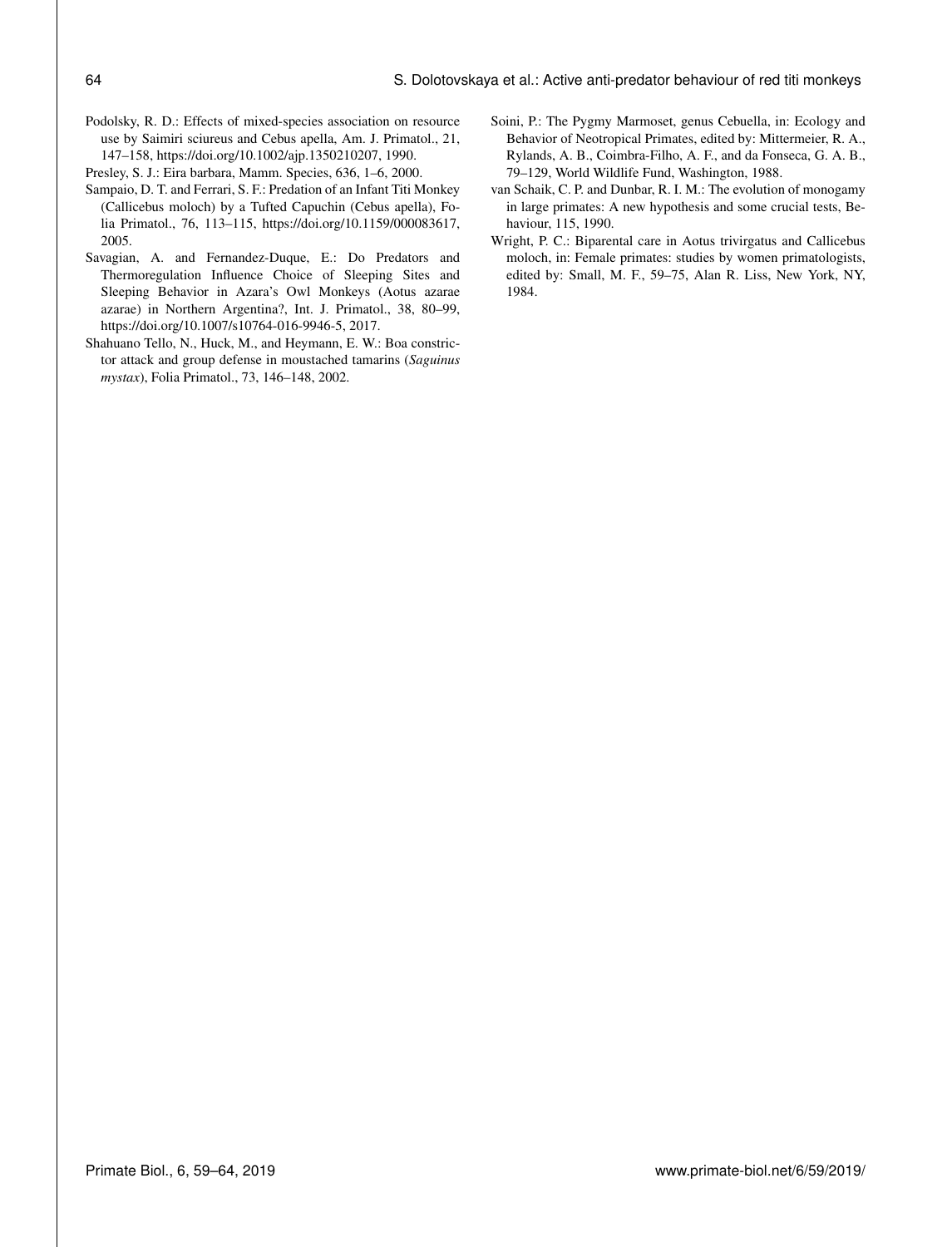Podolsky, R. D.: Effects of mixed-species association on resource use by Saimiri sciureus and Cebus apella, Am. J. Primatol., 21, 147–158, https://doi.org/10.1002/ajp.1350210207, 1990.

Presley, S. J.: Eira barbara, Mamm. Species, 636, 1–6, 2000.

Sampaio, D. T. and Ferrari, S. F.: Predation of an Infant Titi Monkey (Callicebus moloch) by a Tufted Capuchin (Cebus apella), Folia Primatol., 76, 113–115, https://doi.org/10.1159/000083617, 2005.

Savagian, A. and Fernandez-Duque, E.: Do Predators and Thermoregulation Influence Choice of Sleeping Sites and Sleeping Behavior in Azara's Owl Monkeys (Aotus azarae azarae) in Northern Argentina?, Int. J. Primatol., 38, 80–99, https://doi.org/10.1007/s10764-016-9946-5, 2017.

Shahuano Tello, N., Huck, M., and Heymann, E. W.: Boa constrictor attack and group defense in moustached tamarins (*Saguinus mystax*), Folia Primatol., 73, 146–148, 2002.

Soini, P.: The Pygmy Marmoset, genus Cebuella, in: Ecology and Behavior of Neotropical Primates, edited by: Mittermeier, R. A., Rylands, A. B., Coimbra-Filho, A. F., and da Fonseca, G. A. B., 79–129, World Wildlife Fund, Washington, 1988.

van Schaik, C. P. and Dunbar, R. I. M.: The evolution of monogamy in large primates: A new hypothesis and some crucial tests, Behaviour, 115, 1990.

Wright, P. C.: Biparental care in Aotus trivirgatus and Callicebus moloch, in: Female primates: studies by women primatologists, edited by: Small, M. F., 59–75, Alan R. Liss, New York, NY, 1984.